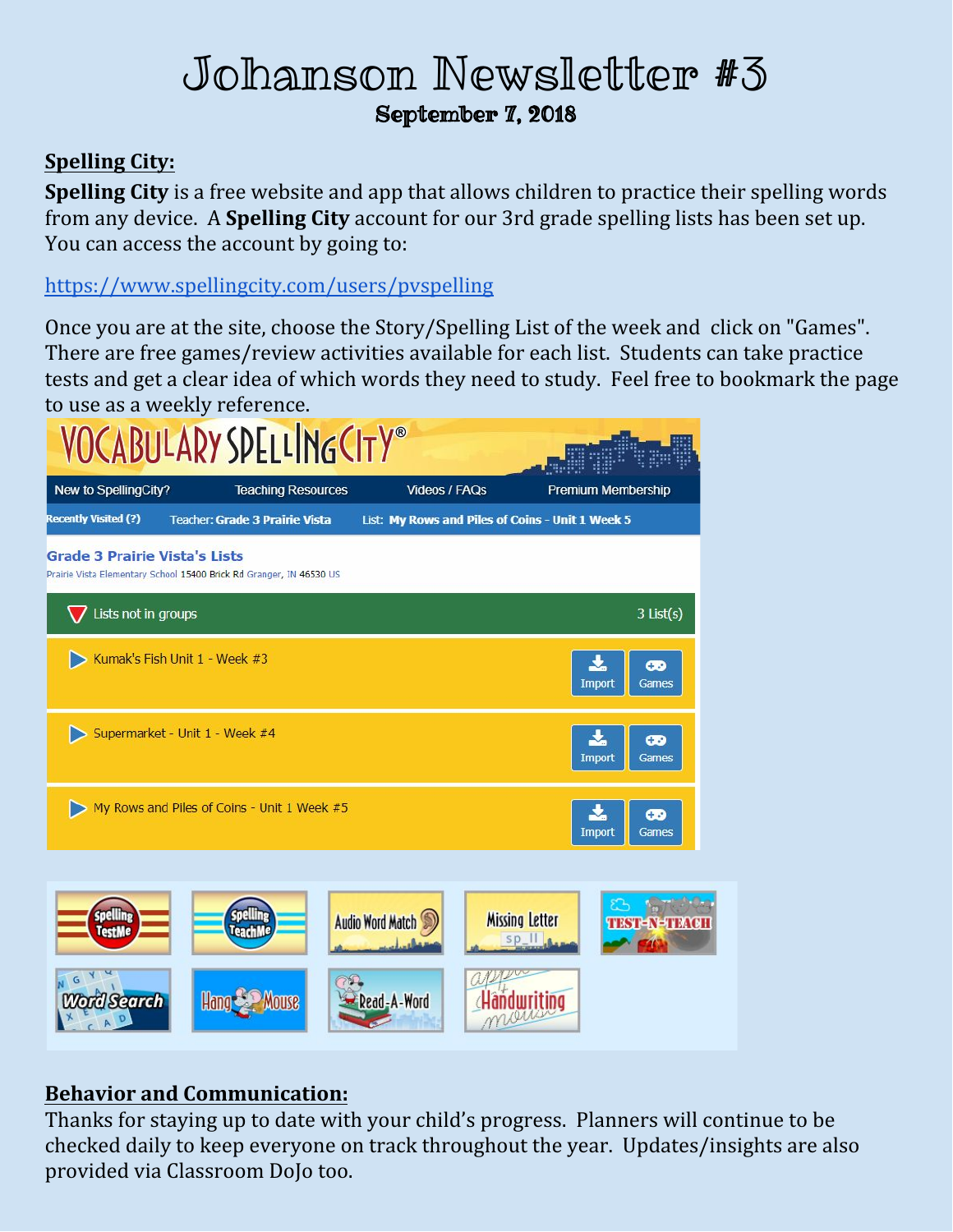# Johanson Newsletter #3

**September 7, 2018**

## Spelling City:

**Spelling City** is a free website and app that allows children to practice their spelling words from any device. A **Spelling City** account for our 3rd grade spelling lists has been set up. You can access the account by going to:

https://www.spellingcity.com/users/pvspelling

Once you are at the site, choose the Story/Spelling List of the week and click on "Games". There are free games/review activities available for each list. Students can take practice tests and get a clear idea of which words they need to study. Feel free to bookmark the page to use as a weekly reference.

## Behavior and Communication:

Thanks for staying up to date with your child's progress. Planners will continue to be checked daily to keep everyone on track throughout the year. Updates/insights are also provided via Classroom DoJo too.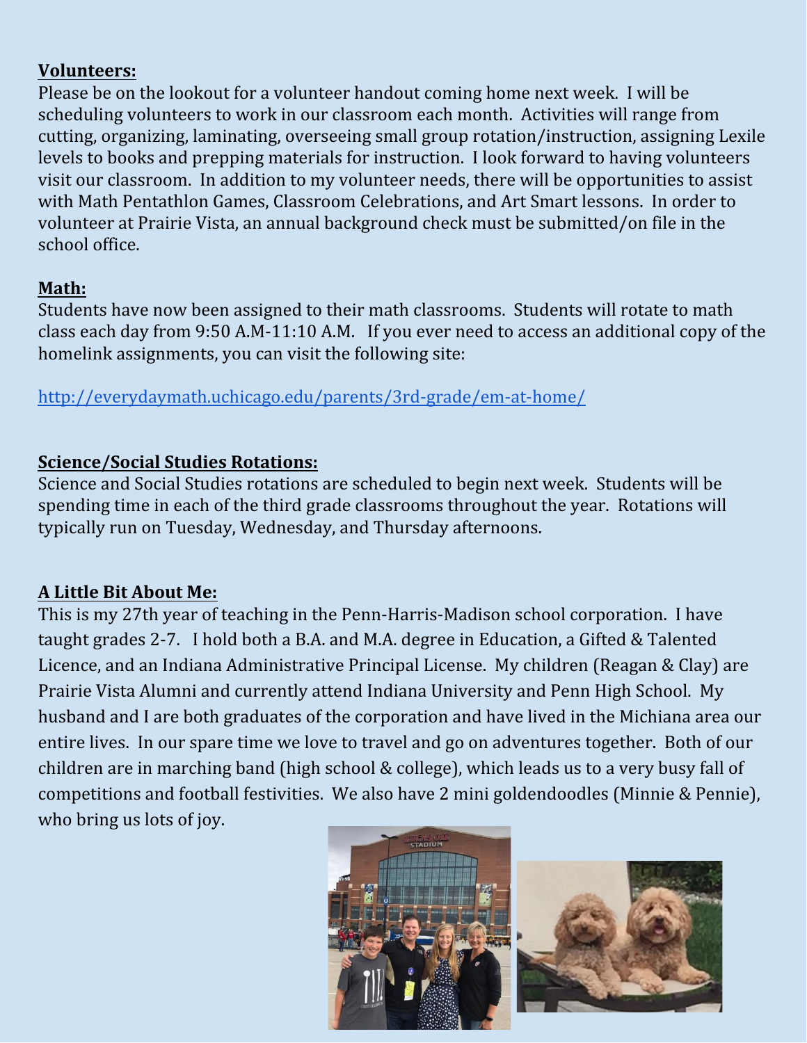**Volunteers:**

Please be on the lookout for a volunteer handout coming home next week. I will be scheduling volunteers to work in our classroom each month. Activities will range from cutting, organizing, laminating, overseeing small group rotation/instruction, assigning Lexile levels to books and prepping materials for instruction. I look forward to having volunteers visit our classroom. In addition to my volunteer needs, there will be opportunities to assist with Math Pentathlon Games, Classroom Celebrations, and Art Smart lessons. In order to volunteer at Prairie Vista, an annual background check must be submitted/on file in the school office.

**Math:**

Students have now been assigned to their math classrooms. Students will rotate to math class each day from 9:50 A.M-11:10 A.M. If you ever need to access an additional copy of the homelink assignments, you can visit the following site:

http://everydaymath.uchicago.edu/parents/3rd-grade/em-at-home/

**Science/Social Studies Rotations:**

Science and Social Studies rotations are scheduled to begin next week. Students will be spending time in each of the third grade classrooms throughout the year. Rotations will typically run on Tuesday, Wednesday, and Thursday afternoons.

**A Little Bit About Me:**

This is my 27th year of teaching in the Penn-Harris-Madison school corporation. I have taught grades 2-7. I hold both a B.A. and M.A. degree in Education, a Gifted & Talented Licence, and an Indiana Administrative Principal License. My children (Reagan & Clay) are Prairie Vista Alumni and currently attend Indiana University and Penn High School. My husband and I are both graduates of the corporation and have lived in the Michiana area our entire lives. In our spare time we love to travel and go on adventures together. Both of our children are in marching band (high school & college), which leads us to a very busy fall of competitions and football festivities. We also have 2 mini goldendoodles (Minnie & Pennie), who bring us lots of joy.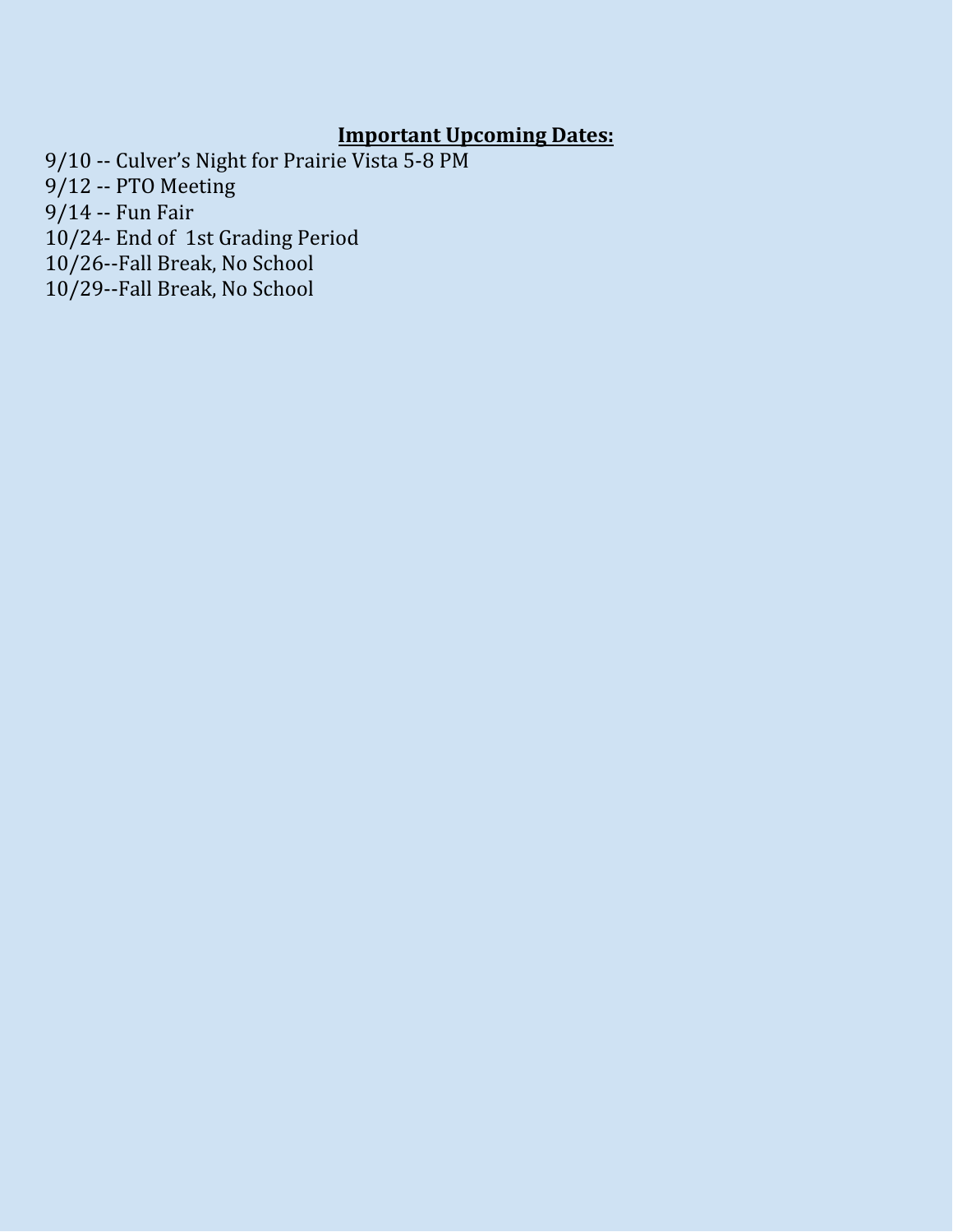**Important Upcoming Dates:**

9/10 -- Culver's Night for Prairie Vista 5-8 PM
9/12 -- PTO Meeting
9/14 -- Fun Fair
10/24- End of 1st Grading Period
10/26--Fall Break, No School
10/29--Fall Break, No School